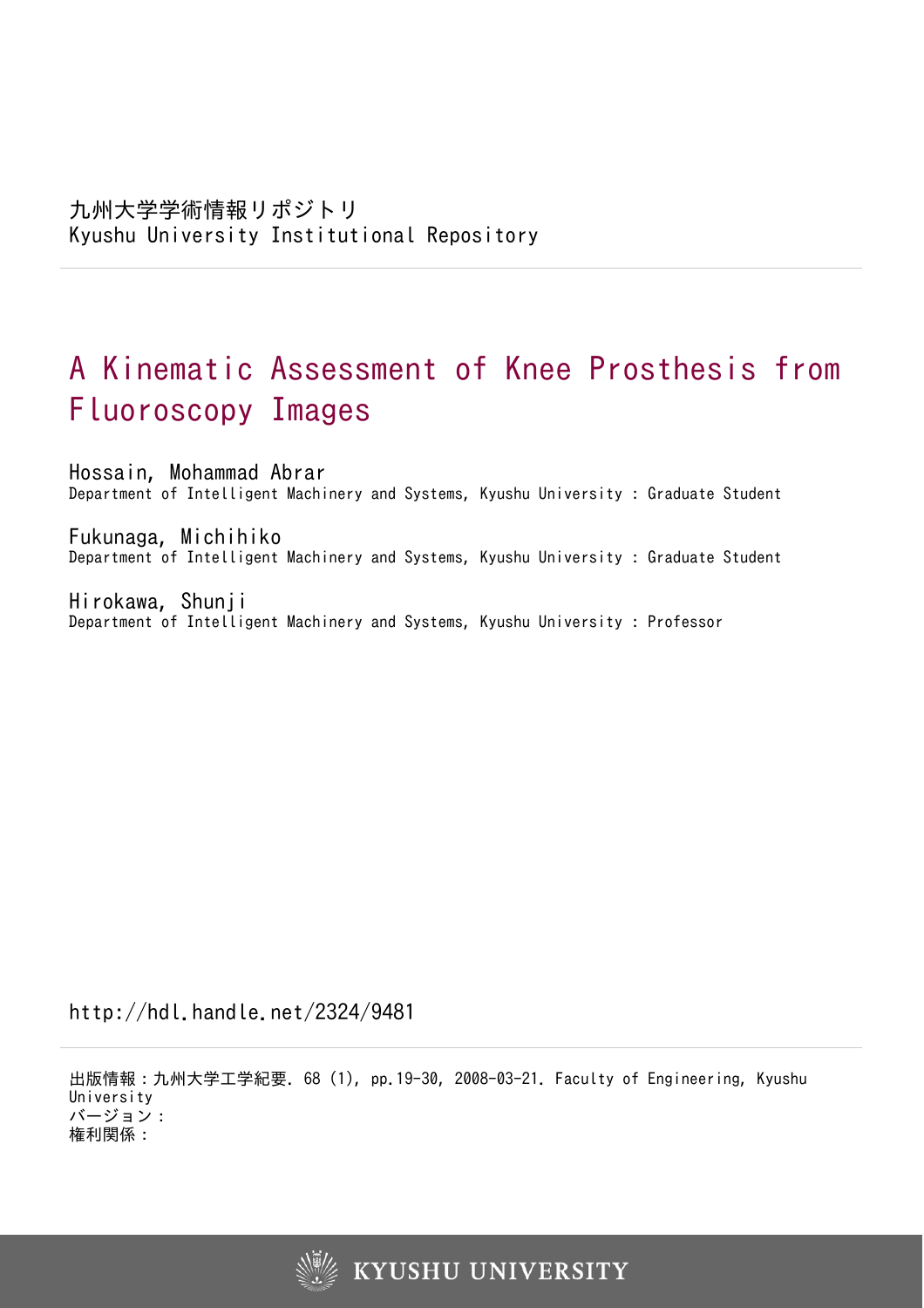九州大学学術情報リポジトリ
Kyushu University Institutional Repository

# A Kinematic Assessment of Knee Prosthesis from Fluoroscopy Images

Hossain, Mohammad Abrar
Department of Intelligent Machinery and Systems, Kyushu University : Graduate Student

Fukunaga, Michihiko
Department of Intelligent Machinery and Systems, Kyushu University : Graduate Student

Hirokawa, Shunji
Department of Intelligent Machinery and Systems, Kyushu University : Professor

http://hdl.handle.net/2324/9481

出版情報：九州大学工学紀要. 68 (1), pp.19-30, 2008-03-21. Faculty of Engineering, Kyushu University
バージョン：
権利関係：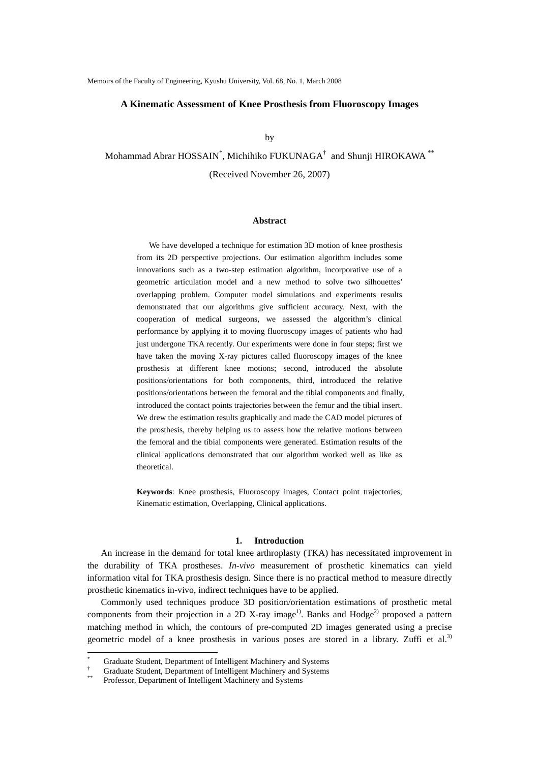Memoirs of the Faculty of Engineering, Kyushu University, Vol. 68, No. 1, March 2008

# A Kinematic Assessment of Knee Prosthesis from Fluoroscopy Images

by

Mohammad Abrar HOSSAIN[*], Michihiko FUKUNAGA[†] and Shunji HIROKAWA[**]

(Received November 26, 2007)

## Abstract

We have developed a technique for estimation 3D motion of knee prosthesis from its 2D perspective projections. Our estimation algorithm includes some innovations such as a two-step estimation algorithm, incorporative use of a geometric articulation model and a new method to solve two silhouettes' overlapping problem. Computer model simulations and experiments results demonstrated that our algorithms give sufficient accuracy. Next, with the cooperation of medical surgeons, we assessed the algorithm's clinical performance by applying it to moving fluoroscopy images of patients who had just undergone TKA recently. Our experiments were done in four steps; first we have taken the moving X-ray pictures called fluoroscopy images of the knee prosthesis at different knee motions; second, introduced the absolute positions/orientations for both components, third, introduced the relative positions/orientations between the femoral and the tibial components and finally, introduced the contact points trajectories between the femur and the tibial insert. We drew the estimation results graphically and made the CAD model pictures of the prosthesis, thereby helping us to assess how the relative motions between the femoral and the tibial components were generated. Estimation results of the clinical applications demonstrated that our algorithm worked well as like as theoretical.

**Keywords**: Knee prosthesis, Fluoroscopy images, Contact point trajectories, Kinematic estimation, Overlapping, Clinical applications.

## 1. Introduction

An increase in the demand for total knee arthroplasty (TKA) has necessitated improvement in the durability of TKA prostheses. *In-vivo* measurement of prosthetic kinematics can yield information vital for TKA prosthesis design. Since there is no practical method to measure directly prosthetic kinematics in-vivo, indirect techniques have to be applied.

Commonly used techniques produce 3D position/orientation estimations of prosthetic metal components from their projection in a 2D X-ray image[1]. Banks and Hodge[2] proposed a pattern matching method in which, the contours of pre-computed 2D images generated using a precise geometric model of a knee prosthesis in various poses are stored in a library. Zuffi et al.[3]

---

[*] Graduate Student, Department of Intelligent Machinery and Systems

[†] Graduate Student, Department of Intelligent Machinery and Systems

[**] Professor, Department of Intelligent Machinery and Systems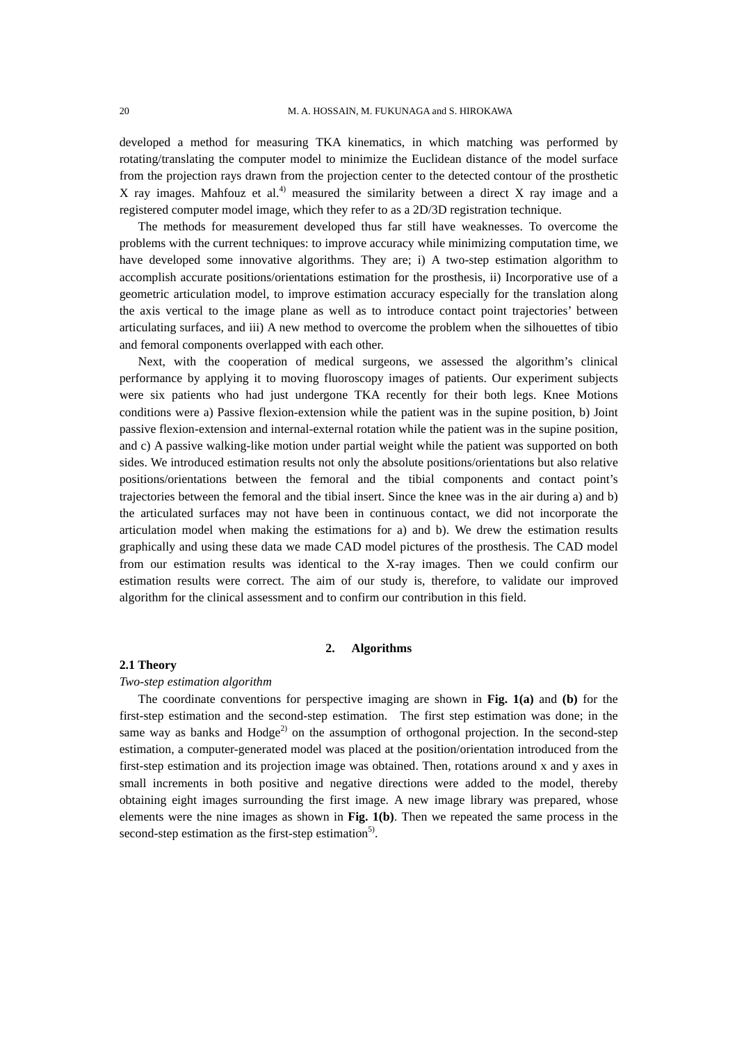developed a method for measuring TKA kinematics, in which matching was performed by rotating/translating the computer model to minimize the Euclidean distance of the model surface from the projection rays drawn from the projection center to the detected contour of the prosthetic X ray images. Mahfouz et al.[4] measured the similarity between a direct X ray image and a registered computer model image, which they refer to as a 2D/3D registration technique.

The methods for measurement developed thus far still have weaknesses. To overcome the problems with the current techniques: to improve accuracy while minimizing computation time, we have developed some innovative algorithms. They are; i) A two-step estimation algorithm to accomplish accurate positions/orientations estimation for the prosthesis, ii) Incorporative use of a geometric articulation model, to improve estimation accuracy especially for the translation along the axis vertical to the image plane as well as to introduce contact point trajectories' between articulating surfaces, and iii) A new method to overcome the problem when the silhouettes of tibio and femoral components overlapped with each other.

Next, with the cooperation of medical surgeons, we assessed the algorithm's clinical performance by applying it to moving fluoroscopy images of patients. Our experiment subjects were six patients who had just undergone TKA recently for their both legs. Knee Motions conditions were a) Passive flexion-extension while the patient was in the supine position, b) Joint passive flexion-extension and internal-external rotation while the patient was in the supine position, and c) A passive walking-like motion under partial weight while the patient was supported on both sides. We introduced estimation results not only the absolute positions/orientations but also relative positions/orientations between the femoral and the tibial components and contact point's trajectories between the femoral and the tibial insert. Since the knee was in the air during a) and b) the articulated surfaces may not have been in continuous contact, we did not incorporate the articulation model when making the estimations for a) and b). We drew the estimation results graphically and using these data we made CAD model pictures of the prosthesis. The CAD model from our estimation results was identical to the X-ray images. Then we could confirm our estimation results were correct. The aim of our study is, therefore, to validate our improved algorithm for the clinical assessment and to confirm our contribution in this field.

## 2. Algorithms

### 2.1 Theory

*Two-step estimation algorithm*

The coordinate conventions for perspective imaging are shown in **Fig. 1(a)** and **(b)** for the first-step estimation and the second-step estimation. The first step estimation was done; in the same way as banks and Hodge[2] on the assumption of orthogonal projection. In the second-step estimation, a computer-generated model was placed at the position/orientation introduced from the first-step estimation and its projection image was obtained. Then, rotations around x and y axes in small increments in both positive and negative directions were added to the model, thereby obtaining eight images surrounding the first image. A new image library was prepared, whose elements were the nine images as shown in **Fig. 1(b)**. Then we repeated the same process in the second-step estimation as the first-step estimation[5].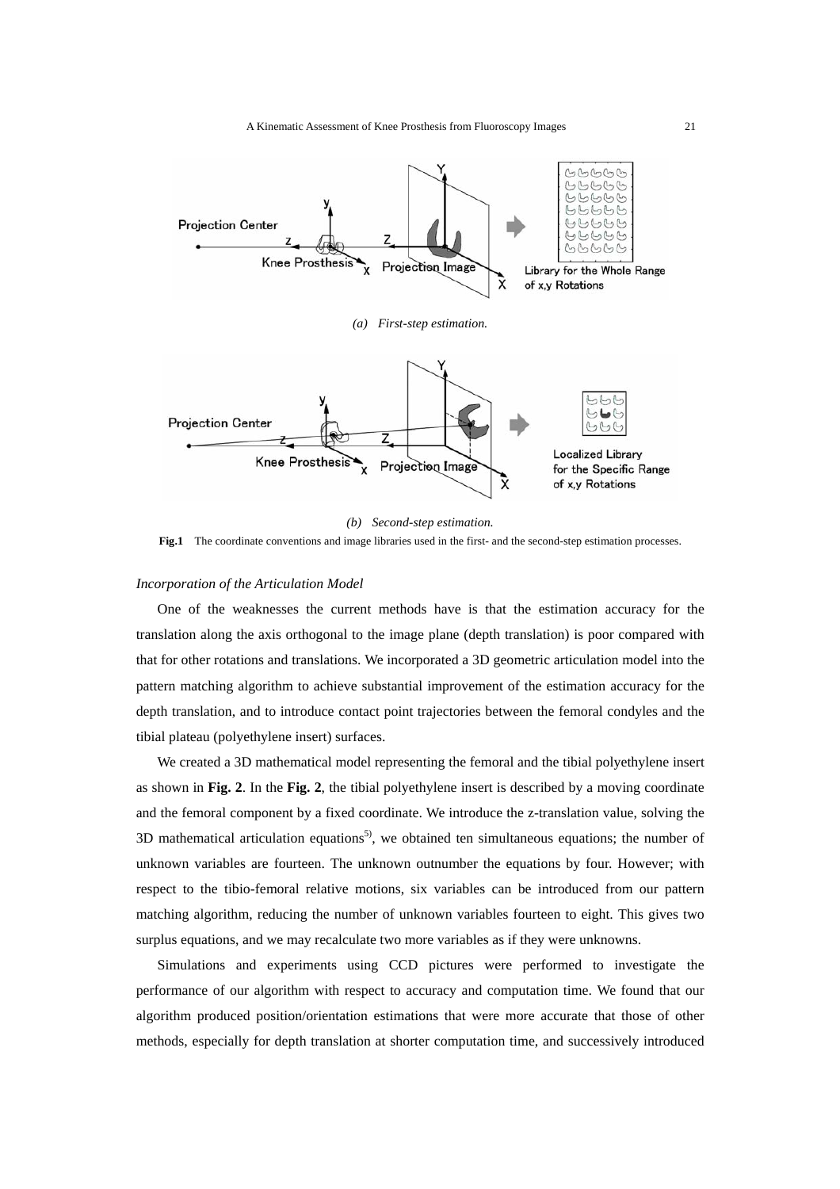*(a) First-step estimation.*

*(b) Second-step estimation.*

**Fig.1** The coordinate conventions and image libraries used in the first- and the second-step estimation processes.

### *Incorporation of the Articulation Model*

One of the weaknesses the current methods have is that the estimation accuracy for the translation along the axis orthogonal to the image plane (depth translation) is poor compared with that for other rotations and translations. We incorporated a 3D geometric articulation model into the pattern matching algorithm to achieve substantial improvement of the estimation accuracy for the depth translation, and to introduce contact point trajectories between the femoral condyles and the tibial plateau (polyethylene insert) surfaces.

We created a 3D mathematical model representing the femoral and the tibial polyethylene insert as shown in **Fig. 2**. In the **Fig. 2**, the tibial polyethylene insert is described by a moving coordinate and the femoral component by a fixed coordinate. We introduce the z-translation value, solving the 3D mathematical articulation equations[5], we obtained ten simultaneous equations; the number of unknown variables are fourteen. The unknown outnumber the equations by four. However; with respect to the tibio-femoral relative motions, six variables can be introduced from our pattern matching algorithm, reducing the number of unknown variables fourteen to eight. This gives two surplus equations, and we may recalculate two more variables as if they were unknowns.

Simulations and experiments using CCD pictures were performed to investigate the performance of our algorithm with respect to accuracy and computation time. We found that our algorithm produced position/orientation estimations that were more accurate that those of other methods, especially for depth translation at shorter computation time, and successively introduced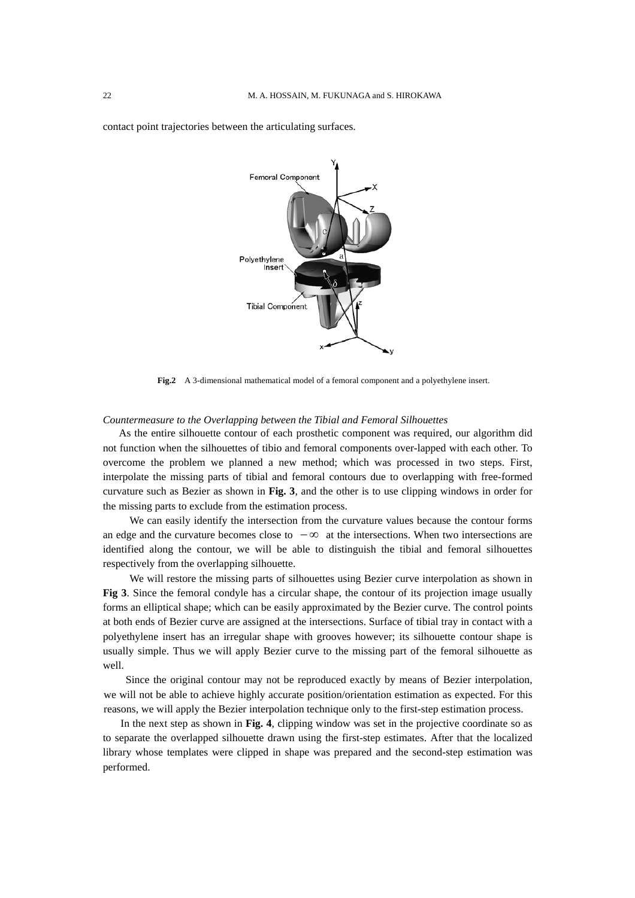contact point trajectories between the articulating surfaces.

Femoral Component

Polyethylene Insert

Tibial Component

**Fig.2** A 3-dimensional mathematical model of a femoral component and a polyethylene insert.

*Countermeasure to the Overlapping between the Tibial and Femoral Silhouettes*

As the entire silhouette contour of each prosthetic component was required, our algorithm did not function when the silhouettes of tibio and femoral components over-lapped with each other. To overcome the problem we planned a new method; which was processed in two steps. First, interpolate the missing parts of tibial and femoral contours due to overlapping with free-formed curvature such as Bezier as shown in **Fig. 3**, and the other is to use clipping windows in order for the missing parts to exclude from the estimation process.

We can easily identify the intersection from the curvature values because the contour forms an edge and the curvature becomes close to $-\infty$ at the intersections. When two intersections are identified along the contour, we will be able to distinguish the tibial and femoral silhouettes respectively from the overlapping silhouette.

We will restore the missing parts of silhouettes using Bezier curve interpolation as shown in **Fig 3**. Since the femoral condyle has a circular shape, the contour of its projection image usually forms an elliptical shape; which can be easily approximated by the Bezier curve. The control points at both ends of Bezier curve are assigned at the intersections. Surface of tibial tray in contact with a polyethylene insert has an irregular shape with grooves however; its silhouette contour shape is usually simple. Thus we will apply Bezier curve to the missing part of the femoral silhouette as well.

Since the original contour may not be reproduced exactly by means of Bezier interpolation, we will not be able to achieve highly accurate position/orientation estimation as expected. For this reasons, we will apply the Bezier interpolation technique only to the first-step estimation process.

In the next step as shown in **Fig. 4**, clipping window was set in the projective coordinate so as to separate the overlapped silhouette drawn using the first-step estimates. After that the localized library whose templates were clipped in shape was prepared and the second-step estimation was performed.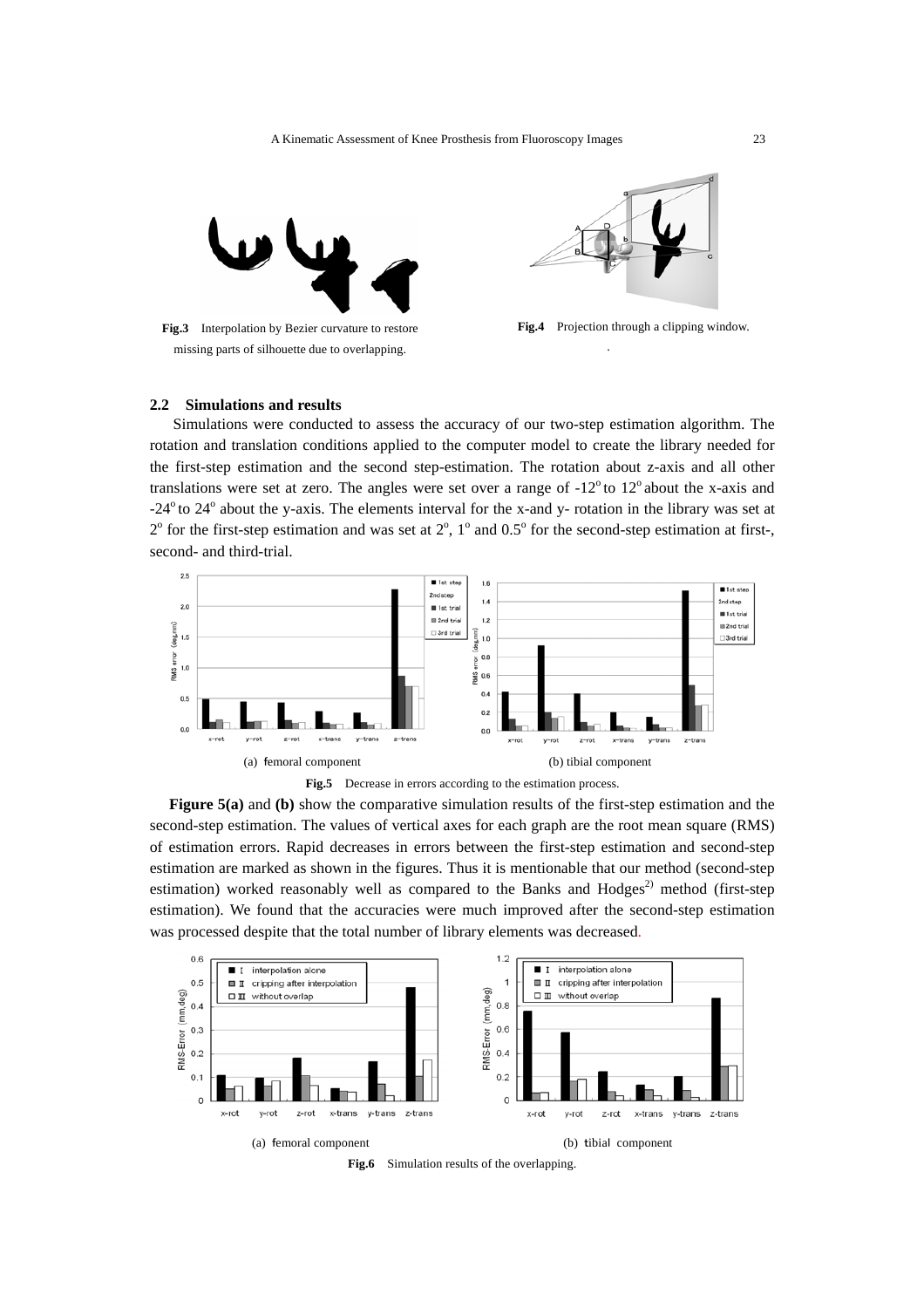Fig.3 Interpolation by Bezier curvature to restore missing parts of silhouette due to overlapping.

Fig.4 Projection through a clipping window.

### 2.2 Simulations and results

Simulations were conducted to assess the accuracy of our two-step estimation algorithm. The rotation and translation conditions applied to the computer model to create the library needed for the first-step estimation and the second step-estimation. The rotation about z-axis and all other translations were set at zero. The angles were set over a range of -12° to 12° about the x-axis and -24° to 24° about the y-axis. The elements interval for the x-and y- rotation in the library was set at 2° for the first-step estimation and was set at 2°, 1° and 0.5° for the second-step estimation at first-, second- and third-trial.

(a) femoral component (b) tibial component

Fig.5 Decrease in errors according to the estimation process.

**Figure 5(a)** and **(b)** show the comparative simulation results of the first-step estimation and the second-step estimation. The values of vertical axes for each graph are the root mean square (RMS) of estimation errors. Rapid decreases in errors between the first-step estimation and second-step estimation are marked as shown in the figures. Thus it is mentionable that our method (second-step estimation) worked reasonably well as compared to the Banks and Hodges[2)] method (first-step estimation). We found that the accuracies were much improved after the second-step estimation was processed despite that the total number of library elements was decreased.

(a) femoral component (b) tibial component

Fig.6 Simulation results of the overlapping.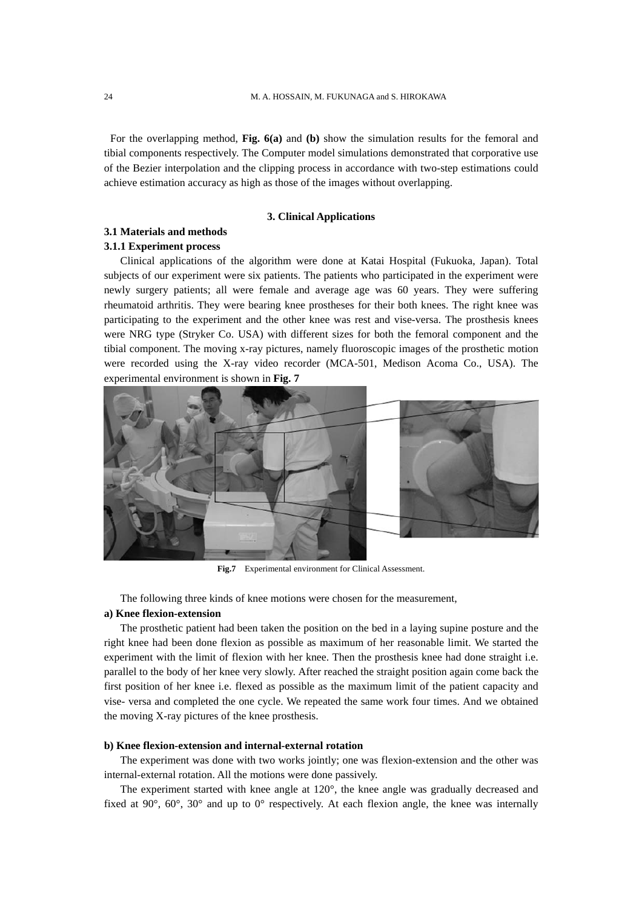For the overlapping method, **Fig. 6(a)** and **(b)** show the simulation results for the femoral and tibial components respectively. The Computer model simulations demonstrated that corporative use of the Bezier interpolation and the clipping process in accordance with two-step estimations could achieve estimation accuracy as high as those of the images without overlapping.

## 3. Clinical Applications

### 3.1 Materials and methods

#### 3.1.1 Experiment process

Clinical applications of the algorithm were done at Katai Hospital (Fukuoka, Japan). Total subjects of our experiment were six patients. The patients who participated in the experiment were newly surgery patients; all were female and average age was 60 years. They were suffering rheumatoid arthritis. They were bearing knee prostheses for their both knees. The right knee was participating to the experiment and the other knee was rest and vise-versa. The prosthesis knees were NRG type (Stryker Co. USA) with different sizes for both the femoral component and the tibial component. The moving x-ray pictures, namely fluoroscopic images of the prosthetic motion were recorded using the X-ray video recorder (MCA-501, Medison Acoma Co., USA). The experimental environment is shown in **Fig. 7**

**Fig.7** Experimental environment for Clinical Assessment.

The following three kinds of knee motions were chosen for the measurement,

**a) Knee flexion-extension**

The prosthetic patient had been taken the position on the bed in a laying supine posture and the right knee had been done flexion as possible as maximum of her reasonable limit. We started the experiment with the limit of flexion with her knee. Then the prosthesis knee had done straight i.e. parallel to the body of her knee very slowly. After reached the straight position again come back the first position of her knee i.e. flexed as possible as the maximum limit of the patient capacity and vise- versa and completed the one cycle. We repeated the same work four times. And we obtained the moving X-ray pictures of the knee prosthesis.

**b) Knee flexion-extension and internal-external rotation**

The experiment was done with two works jointly; one was flexion-extension and the other was internal-external rotation. All the motions were done passively.

The experiment started with knee angle at 120°, the knee angle was gradually decreased and fixed at 90°, 60°, 30° and up to 0° respectively. At each flexion angle, the knee was internally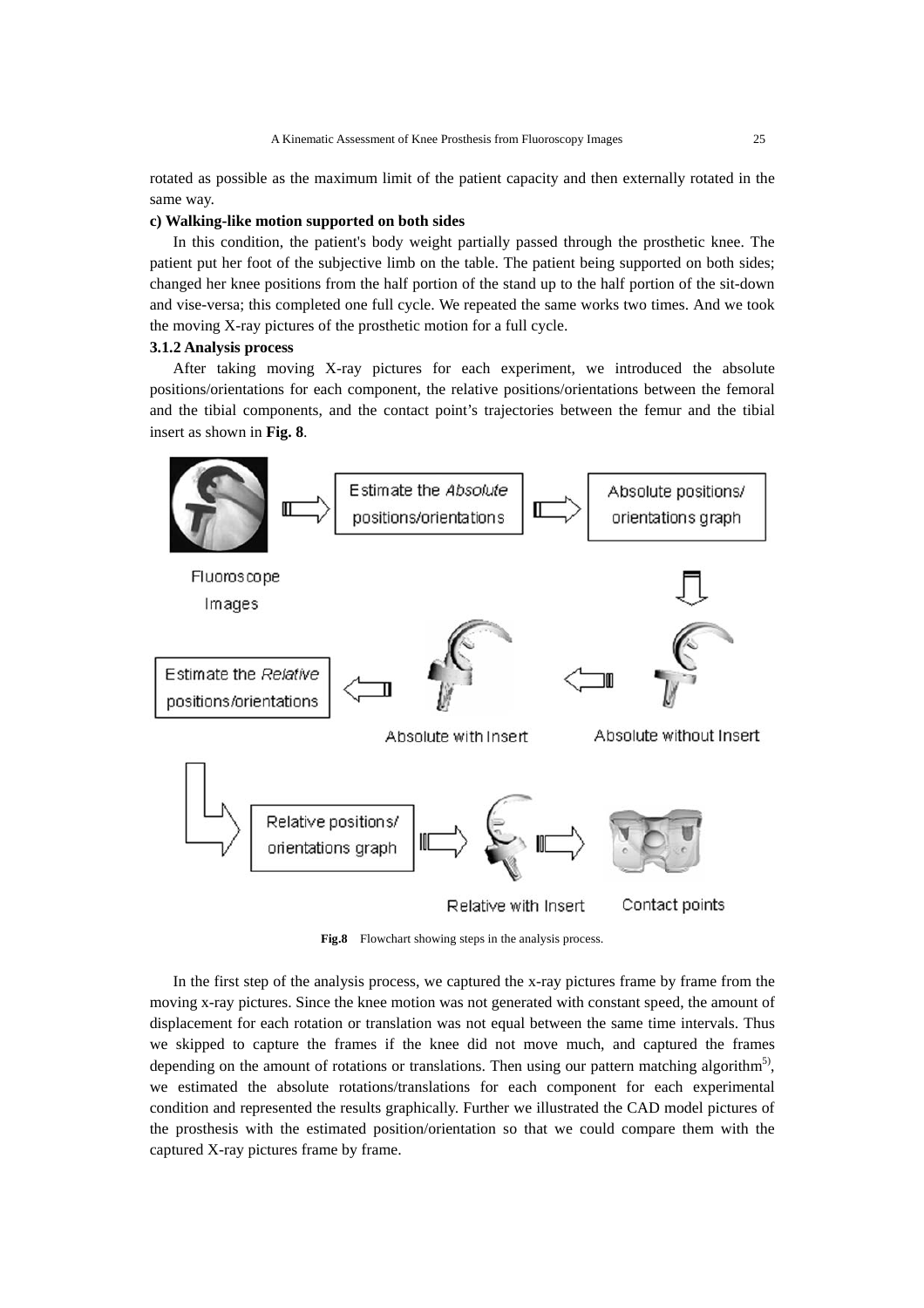rotated as possible as the maximum limit of the patient capacity and then externally rotated in the same way.

**c) Walking-like motion supported on both sides**

In this condition, the patient's body weight partially passed through the prosthetic knee. The patient put her foot of the subjective limb on the table. The patient being supported on both sides; changed her knee positions from the half portion of the stand up to the half portion of the sit-down and vise-versa; this completed one full cycle. We repeated the same works two times. And we took the moving X-ray pictures of the prosthetic motion for a full cycle.

### 3.1.2 Analysis process

After taking moving X-ray pictures for each experiment, we introduced the absolute positions/orientations for each component, the relative positions/orientations between the femoral and the tibial components, and the contact point's trajectories between the femur and the tibial insert as shown in **Fig. 8**.

**Fig.8** Flowchart showing steps in the analysis process.

In the first step of the analysis process, we captured the x-ray pictures frame by frame from the moving x-ray pictures. Since the knee motion was not generated with constant speed, the amount of displacement for each rotation or translation was not equal between the same time intervals. Thus we skipped to capture the frames if the knee did not move much, and captured the frames depending on the amount of rotations or translations. Then using our pattern matching algorithm[5], we estimated the absolute rotations/translations for each component for each experimental condition and represented the results graphically. Further we illustrated the CAD model pictures of the prosthesis with the estimated position/orientation so that we could compare them with the captured X-ray pictures frame by frame.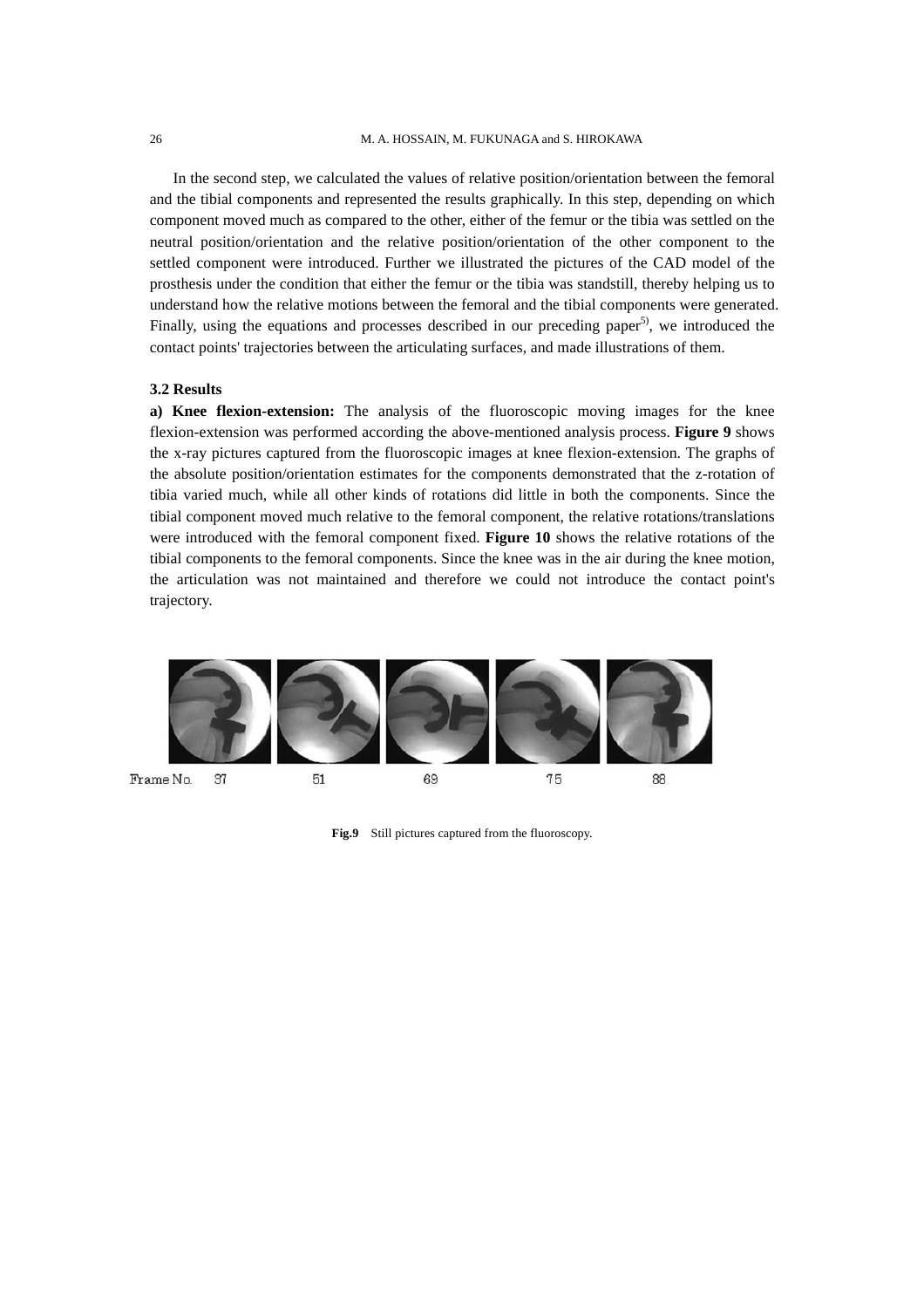In the second step, we calculated the values of relative position/orientation between the femoral and the tibial components and represented the results graphically. In this step, depending on which component moved much as compared to the other, either of the femur or the tibia was settled on the neutral position/orientation and the relative position/orientation of the other component to the settled component were introduced. Further we illustrated the pictures of the CAD model of the prosthesis under the condition that either the femur or the tibia was standstill, thereby helping us to understand how the relative motions between the femoral and the tibial components were generated. Finally, using the equations and processes described in our preceding paper[5]), we introduced the contact points' trajectories between the articulating surfaces, and made illustrations of them.

### 3.2 Results

**a) Knee flexion-extension:** The analysis of the fluoroscopic moving images for the knee flexion-extension was performed according the above-mentioned analysis process. **Figure 9** shows the x-ray pictures captured from the fluoroscopic images at knee flexion-extension. The graphs of the absolute position/orientation estimates for the components demonstrated that the z-rotation of tibia varied much, while all other kinds of rotations did little in both the components. Since the tibial component moved much relative to the femoral component, the relative rotations/translations were introduced with the femoral component fixed. **Figure 10** shows the relative rotations of the tibial components to the femoral components. Since the knee was in the air during the knee motion, the articulation was not maintained and therefore we could not introduce the contact point's trajectory.

Frame No. 37 51 69 75 88

**Fig.9** Still pictures captured from the fluoroscopy.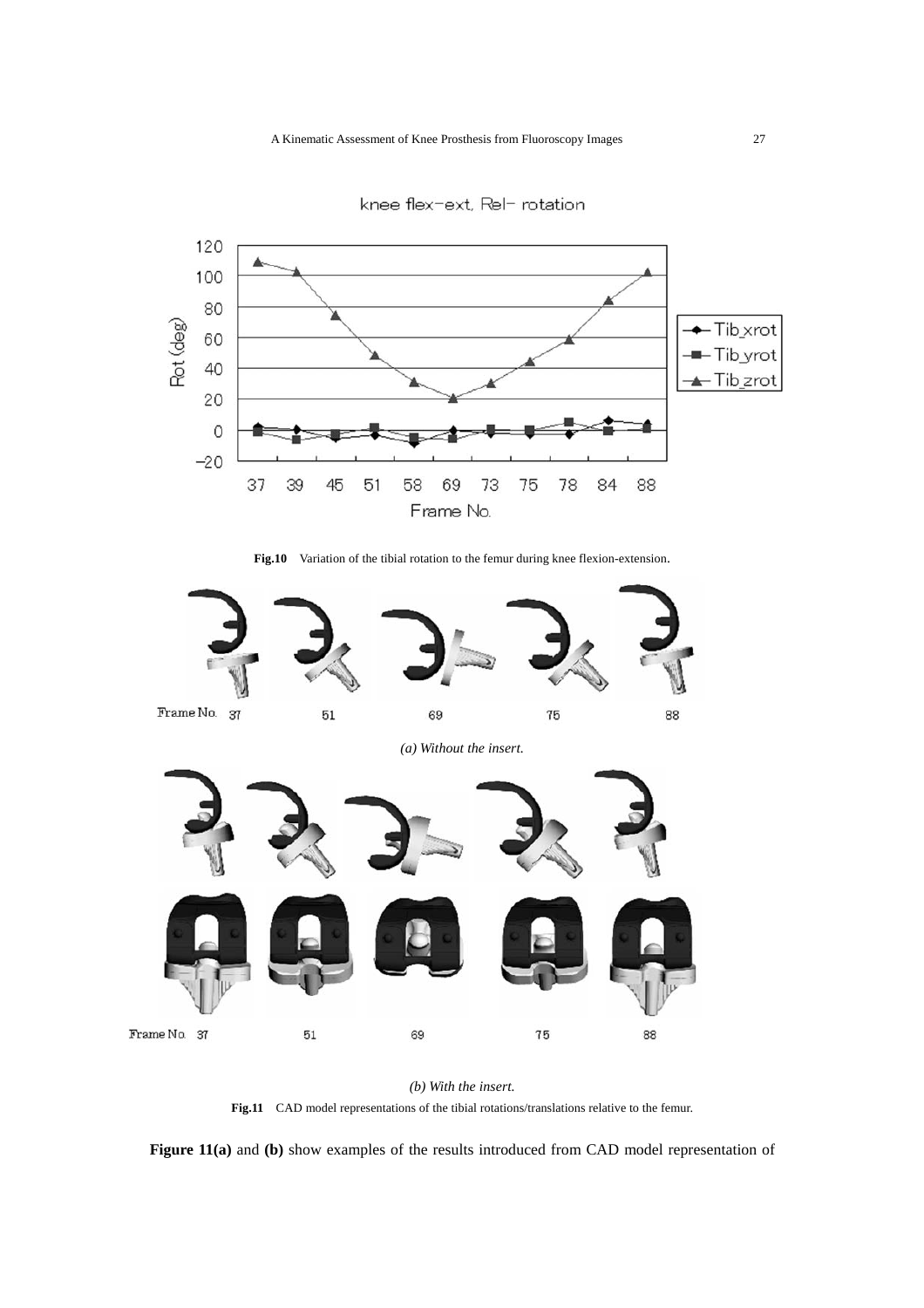**Fig.10** Variation of the tibial rotation to the femur during knee flexion-extension.

*(a) Without the insert.*

*(b) With the insert.*

**Fig.11** CAD model representations of the tibial rotations/translations relative to the femur.

**Figure 11(a)** and **(b)** show examples of the results introduced from CAD model representation of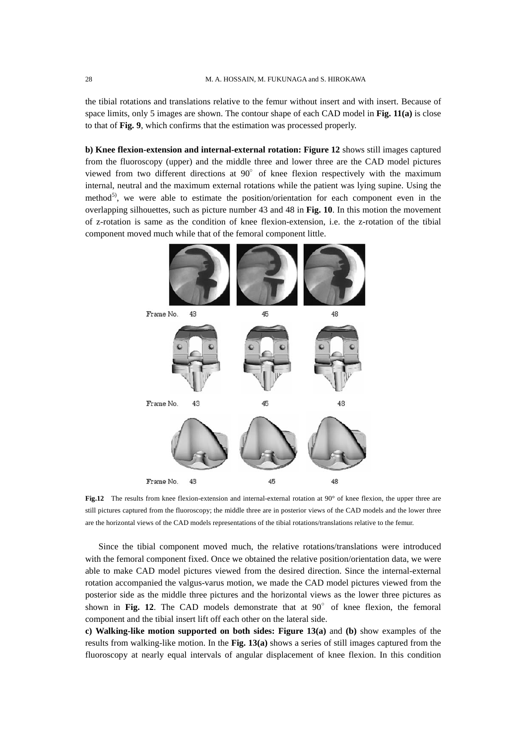the tibial rotations and translations relative to the femur without insert and with insert. Because of space limits, only 5 images are shown. The contour shape of each CAD model in **Fig. 11(a)** is close to that of **Fig. 9**, which confirms that the estimation was processed properly.

**b) Knee flexion-extension and internal-external rotation: Figure 12** shows still images captured from the fluoroscopy (upper) and the middle three and lower three are the CAD model pictures viewed from two different directions at 90° of knee flexion respectively with the maximum internal, neutral and the maximum external rotations while the patient was lying supine. Using the method[5], we were able to estimate the position/orientation for each component even in the overlapping silhouettes, such as picture number 43 and 48 in **Fig. 10**. In this motion the movement of z-rotation is same as the condition of knee flexion-extension, i.e. the z-rotation of the tibial component moved much while that of the femoral component little.

Frame No. 43 45 48

Frame No. 43 45 48

Frame No. 43 45 48

**Fig.12** The results from knee flexion-extension and internal-external rotation at 90° of knee flexion, the upper three are still pictures captured from the fluoroscopy; the middle three are in posterior views of the CAD models and the lower three are the horizontal views of the CAD models representations of the tibial rotations/translations relative to the femur.

Since the tibial component moved much, the relative rotations/translations were introduced with the femoral component fixed. Once we obtained the relative position/orientation data, we were able to make CAD model pictures viewed from the desired direction. Since the internal-external rotation accompanied the valgus-varus motion, we made the CAD model pictures viewed from the posterior side as the middle three pictures and the horizontal views as the lower three pictures as shown in **Fig. 12**. The CAD models demonstrate that at 90° of knee flexion, the femoral component and the tibial insert lift off each other on the lateral side.

**c) Walking-like motion supported on both sides: Figure 13(a)** and **(b)** show examples of the results from walking-like motion. In the **Fig. 13(a)** shows a series of still images captured from the fluoroscopy at nearly equal intervals of angular displacement of knee flexion. In this condition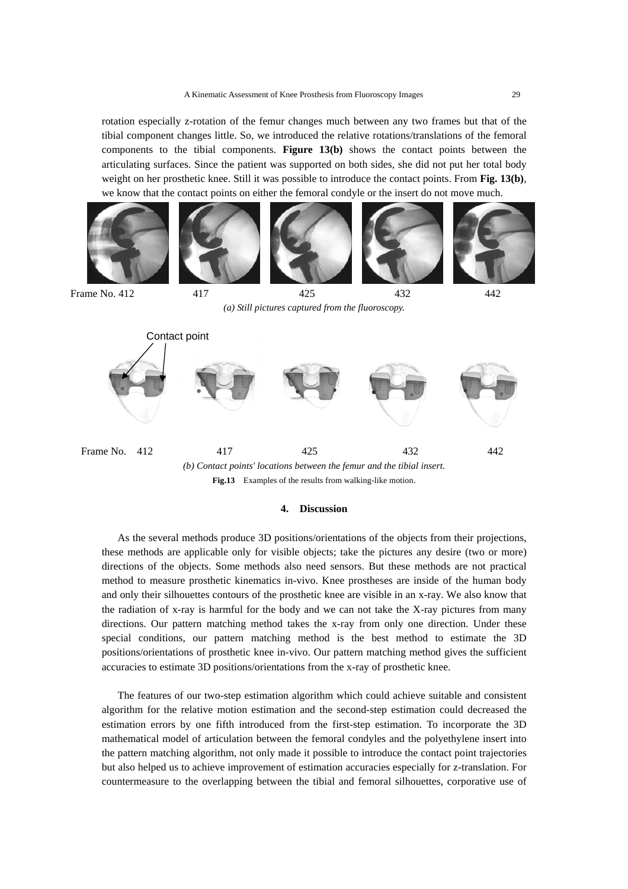rotation especially z-rotation of the femur changes much between any two frames but that of the tibial component changes little. So, we introduced the relative rotations/translations of the femoral components to the tibial components. **Figure 13(b)** shows the contact points between the articulating surfaces. Since the patient was supported on both sides, she did not put her total body weight on her prosthetic knee. Still it was possible to introduce the contact points. From **Fig. 13(b)**, we know that the contact points on either the femoral condyle or the insert do not move much.

Frame No. 412 417 425 432 442

*(a) Still pictures captured from the fluoroscopy.*

Contact point

Frame No. 412 417 425 432 442

*(b) Contact points' locations between the femur and the tibial insert.*

**Fig.13** Examples of the results from walking-like motion.

## 4. Discussion

As the several methods produce 3D positions/orientations of the objects from their projections, these methods are applicable only for visible objects; take the pictures any desire (two or more) directions of the objects. Some methods also need sensors. But these methods are not practical method to measure prosthetic kinematics in-vivo. Knee prostheses are inside of the human body and only their silhouettes contours of the prosthetic knee are visible in an x-ray. We also know that the radiation of x-ray is harmful for the body and we can not take the X-ray pictures from many directions. Our pattern matching method takes the x-ray from only one direction. Under these special conditions, our pattern matching method is the best method to estimate the 3D positions/orientations of prosthetic knee in-vivo. Our pattern matching method gives the sufficient accuracies to estimate 3D positions/orientations from the x-ray of prosthetic knee.

The features of our two-step estimation algorithm which could achieve suitable and consistent algorithm for the relative motion estimation and the second-step estimation could decreased the estimation errors by one fifth introduced from the first-step estimation. To incorporate the 3D mathematical model of articulation between the femoral condyles and the polyethylene insert into the pattern matching algorithm, not only made it possible to introduce the contact point trajectories but also helped us to achieve improvement of estimation accuracies especially for z-translation. For countermeasure to the overlapping between the tibial and femoral silhouettes, corporative use of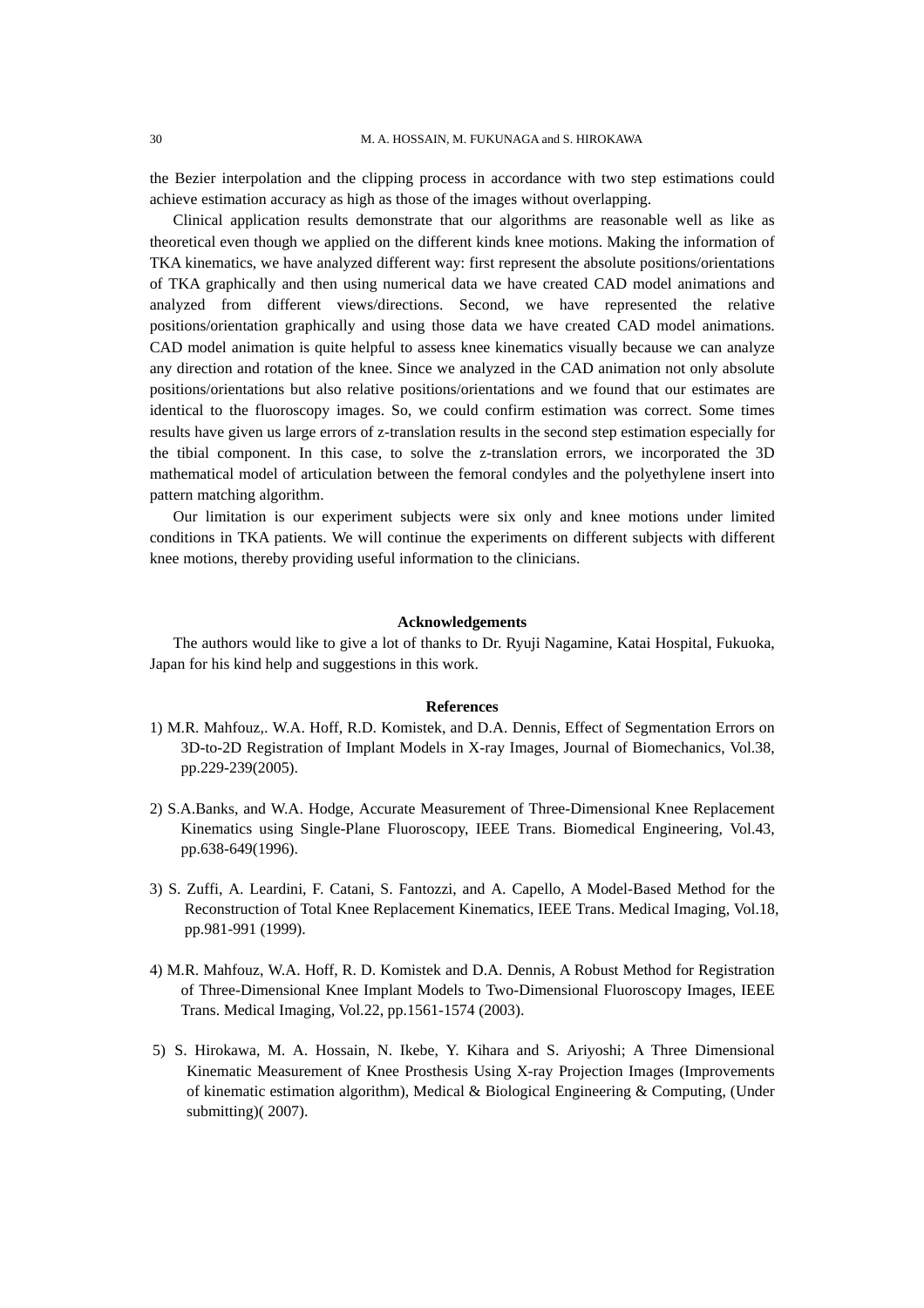the Bezier interpolation and the clipping process in accordance with two step estimations could achieve estimation accuracy as high as those of the images without overlapping.

Clinical application results demonstrate that our algorithms are reasonable well as like as theoretical even though we applied on the different kinds knee motions. Making the information of TKA kinematics, we have analyzed different way: first represent the absolute positions/orientations of TKA graphically and then using numerical data we have created CAD model animations and analyzed from different views/directions. Second, we have represented the relative positions/orientation graphically and using those data we have created CAD model animations. CAD model animation is quite helpful to assess knee kinematics visually because we can analyze any direction and rotation of the knee. Since we analyzed in the CAD animation not only absolute positions/orientations but also relative positions/orientations and we found that our estimates are identical to the fluoroscopy images. So, we could confirm estimation was correct. Some times results have given us large errors of z-translation results in the second step estimation especially for the tibial component. In this case, to solve the z-translation errors, we incorporated the 3D mathematical model of articulation between the femoral condyles and the polyethylene insert into pattern matching algorithm.

Our limitation is our experiment subjects were six only and knee motions under limited conditions in TKA patients. We will continue the experiments on different subjects with different knee motions, thereby providing useful information to the clinicians.

## Acknowledgements

The authors would like to give a lot of thanks to Dr. Ryuji Nagamine, Katai Hospital, Fukuoka, Japan for his kind help and suggestions in this work.

## References

1) M.R. Mahfouz,. W.A. Hoff, R.D. Komistek, and D.A. Dennis, Effect of Segmentation Errors on 3D-to-2D Registration of Implant Models in X-ray Images, Journal of Biomechanics, Vol.38, pp.229-239(2005).

2) S.A.Banks, and W.A. Hodge, Accurate Measurement of Three-Dimensional Knee Replacement Kinematics using Single-Plane Fluoroscopy, IEEE Trans. Biomedical Engineering, Vol.43, pp.638-649(1996).

3) S. Zuffi, A. Leardini, F. Catani, S. Fantozzi, and A. Capello, A Model-Based Method for the Reconstruction of Total Knee Replacement Kinematics, IEEE Trans. Medical Imaging, Vol.18, pp.981-991 (1999).

4) M.R. Mahfouz, W.A. Hoff, R. D. Komistek and D.A. Dennis, A Robust Method for Registration of Three-Dimensional Knee Implant Models to Two-Dimensional Fluoroscopy Images, IEEE Trans. Medical Imaging, Vol.22, pp.1561-1574 (2003).

5) S. Hirokawa, M. A. Hossain, N. Ikebe, Y. Kihara and S. Ariyoshi; A Three Dimensional Kinematic Measurement of Knee Prosthesis Using X-ray Projection Images (Improvements of kinematic estimation algorithm), Medical & Biological Engineering & Computing, (Under submitting)( 2007).